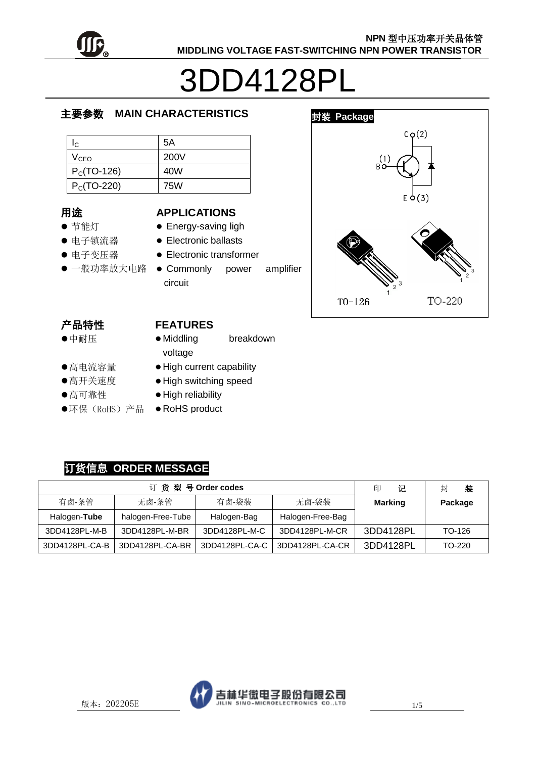NPN 型中压功率开关晶体管
MIDDLING VOLTAGE FAST-SWITCHING NPN POWER TRANSISTOR

# 3DD4128PL

## 主要参数 MAIN CHARACTERISTICS

| | |
|---|---|
| $I_C$ | 5A |
| $V_{CEO}$ | 200V |
| $P_C$(TO-126) | 40W |
| $P_C$(TO-220) | 75W |

## 封装 Package

C (2)
B (1)
E (3)

TO-126 TO-220

## 用途 APPLICATIONS

- 节能灯 — Energy-saving ligh
- 电子镇流器 — Electronic ballasts
- 电子变压器 — Electronic transformer
- 一般功率放大电路 — Commonly power amplifier circuit

## 产品特性 FEATURES

- 中耐压 — Middling breakdown voltage
- 高电流容量 — High current capability
- 高开关速度 — High switching speed
- 高可靠性 — High reliability
- 环保（RoHS）产品 — RoHS product

## 订货信息 ORDER MESSAGE

| 订 货 型 号 Order codes | | | | 印 记 Marking | 封 装 Package |
|---|---|---|---|---|---|
| 有卤-条管 Halogen-**Tube** | 无卤-条管 halogen-Free-Tube | 有卤-袋装 Halogen-Bag | 无卤-袋装 Halogen-Free-Bag | | |
| 3DD4128PL-M-B | 3DD4128PL-M-BR | 3DD4128PL-M-C | 3DD4128PL-M-CR | 3DD4128PL | TO-126 |
| 3DD4128PL-CA-B | 3DD4128PL-CA-BR | 3DD4128PL-CA-C | 3DD4128PL-CA-CR | 3DD4128PL | TO-220 |

版本：202205E

吉林华微电子股份有限公司
JILIN SINO-MICROELECTRONICS CO.,LTD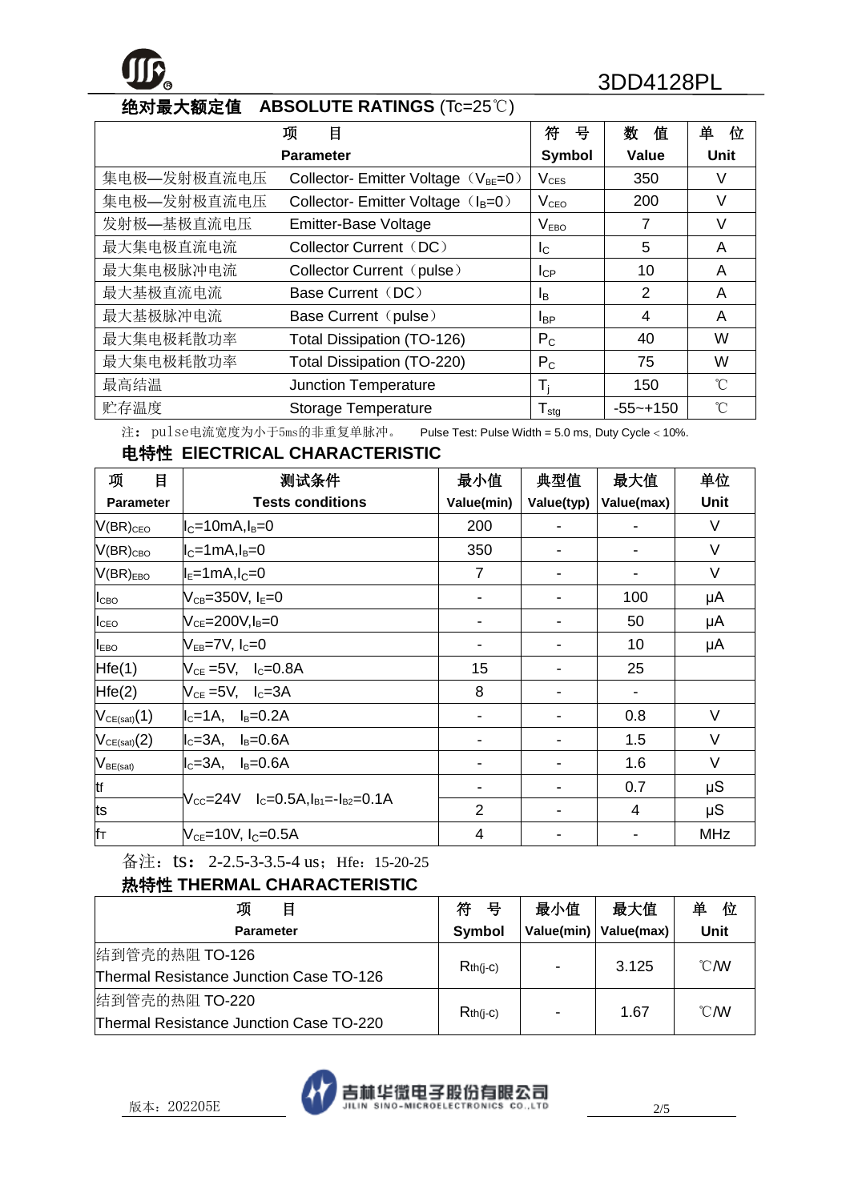## 绝对最大额定值　ABSOLUTE RATINGS (Tc=25℃)

| 项　目 | Parameter | 符　号 Symbol | 数　值 Value | 单　位 Unit |
|---|---|---|---|---|
| 集电极—发射极直流电压 | Collector- Emitter Voltage（$V_{BE}$=0） | $V_{CES}$ | 350 | V |
| 集电极—发射极直流电压 | Collector- Emitter Voltage（$I_B$=0） | $V_{CEO}$ | 200 | V |
| 发射极—基极直流电压 | Emitter-Base Voltage | $V_{EBO}$ | 7 | V |
| 最大集电极直流电流 | Collector Current（DC） | $I_C$ | 5 | A |
| 最大集电极脉冲电流 | Collector Current（pulse） | $I_{CP}$ | 10 | A |
| 最大基极直流电流 | Base Current（DC） | $I_B$ | 2 | A |
| 最大基极脉冲电流 | Base Current（pulse） | $I_{BP}$ | 4 | A |
| 最大集电极耗散功率 | Total Dissipation (TO-126) | $P_C$ | 40 | W |
| 最大集电极耗散功率 | Total Dissipation (TO-220) | $P_C$ | 75 | W |
| 最高结温 | Junction Temperature | $T_j$ | 150 | ℃ |
| 贮存温度 | Storage Temperature | $T_{stg}$ | -55~+150 | ℃ |

注：pulse电流宽度为小于5ms的非重复脉冲。　Pulse Test: Pulse Width = 5.0 ms, Duty Cycle < 10%.

## 电特性 EIECTRICAL CHARACTERISTIC

| 项　目 Parameter | 测试条件 Tests conditions | 最小值 Value(min) | 典型值 Value(typ) | 最大值 Value(max) | 单位 Unit |
|---|---|---|---|---|---|
| $V(BR)_{CEO}$ | $I_C$=10mA,$I_B$=0 | 200 | - | - | V |
| $V(BR)_{CBO}$ | $I_C$=1mA,$I_B$=0 | 350 | - | - | V |
| $V(BR)_{EBO}$ | $I_E$=1mA,$I_C$=0 | 7 | - | - | V |
| $I_{CBO}$ | $V_{CB}$=350V, $I_E$=0 | - | - | 100 | μA |
| $I_{CEO}$ | $V_{CE}$=200V,$I_B$=0 | - | - | 50 | μA |
| $I_{EBO}$ | $V_{EB}$=7V, $I_C$=0 | - | - | 10 | μA |
| Hfe(1) | $V_{CE}$ =5V,　$I_C$=0.8A | 15 | - | 25 | |
| Hfe(2) | $V_{CE}$ =5V,　$I_C$=3A | 8 | - | - | |
| $V_{CE(sat)}$(1) | $I_C$=1A,　$I_B$=0.2A | - | - | 0.8 | V |
| $V_{CE(sat)}$(2) | $I_C$=3A,　$I_B$=0.6A | - | - | 1.5 | V |
| $V_{BE(sat)}$ | $I_C$=3A,　$I_B$=0.6A | - | - | 1.6 | V |
| tf | $V_{CC}$=24V　$I_C$=0.5A,$I_{B1}$=-$I_{B2}$=0.1A | - | - | 0.7 | μS |
| ts | | 2 | - | 4 | μS |
| $f_T$ | $V_{CE}$=10V, $I_C$=0.5A | 4 | - | - | MHz |

备注：ts：2-2.5-3-3.5-4 us；Hfe：15-20-25

## 热特性 THERMAL CHARACTERISTIC

| 项　目 Parameter | 符　号 Symbol | 最小值 Value(min) | 最大值 Value(max) | 单　位 Unit |
|---|---|---|---|---|
| 结到管壳的热阻 TO-126 Thermal Resistance Junction Case TO-126 | Rth(j-c) | - | 3.125 | ℃/W |
| 结到管壳的热阻 TO-220 Thermal Resistance Junction Case TO-220 | Rth(j-c) | - | 1.67 | ℃/W |

版本：202205E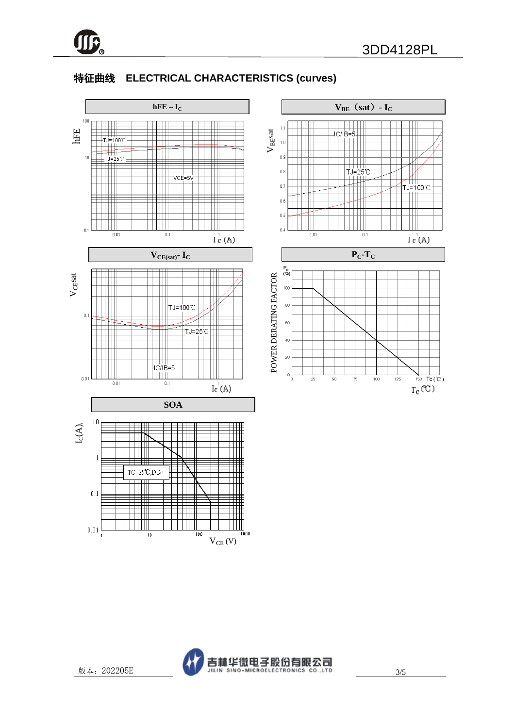## 特征曲线　ELECTRICAL CHARACTERISTICS (curves)

**hFE – $I_C$**

hFE

TJ=100℃

TJ=25℃

VCE=5V

$I_C$ (A)

**$V_{BE}$（sat）- $I_C$**

$V_{BE}$sat

IC/IB=5

TJ=25℃

TJ=100℃

$I_C$ (A)

**$V_{CE(sat)}$- $I_C$**

$V_{CE}$sat

TJ=100℃

TJ=25℃

IC/IB=5

$I_C$ (A)

**$P_C$-$T_C$**

POWER DERATING FACTOR

$P_{tot}$ (%)

$T_C$ (℃)

**SOA**

$I_C$(A),

TC=25℃,DC

$V_{CE}$ (V)

版本：202205E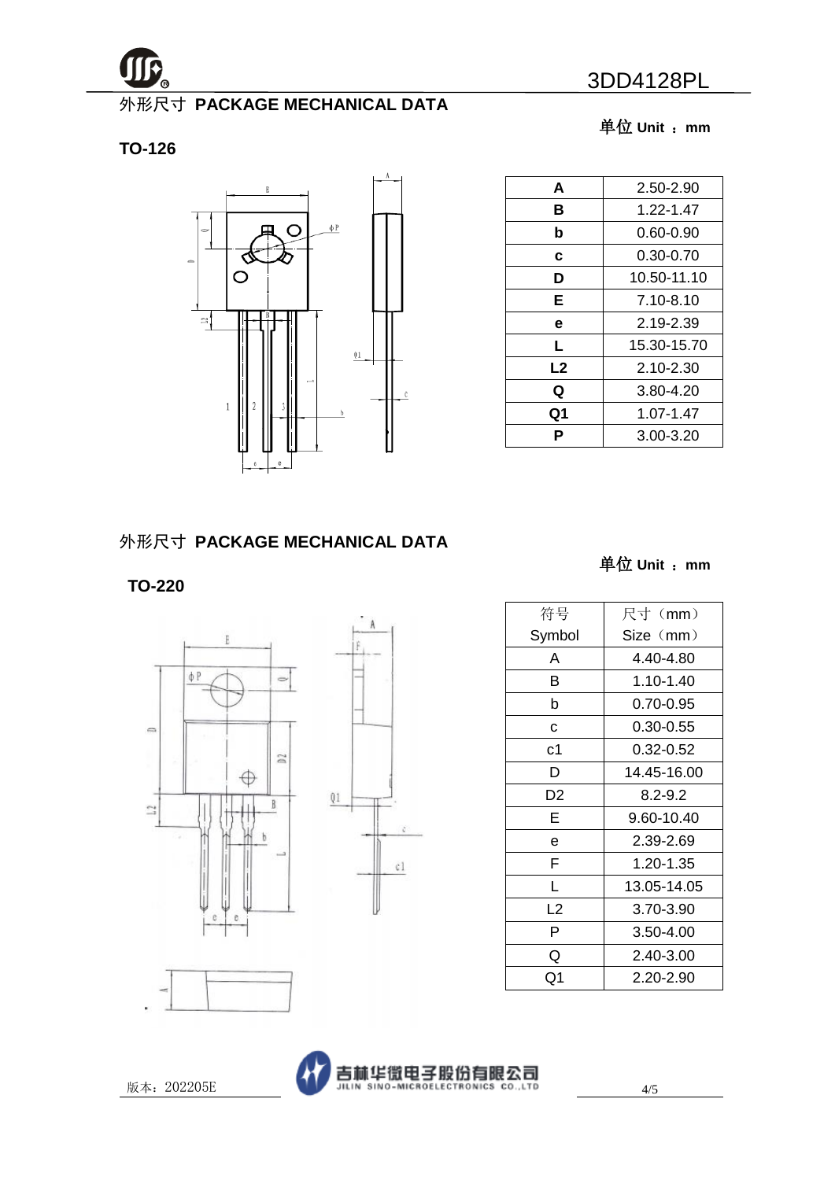## 外形尺寸 PACKAGE MECHANICAL DATA

单位 Unit ：mm

**TO-126**

| A | 2.50-2.90 |
|---|---|
| B | 1.22-1.47 |
| b | 0.60-0.90 |
| c | 0.30-0.70 |
| D | 10.50-11.10 |
| E | 7.10-8.10 |
| e | 2.19-2.39 |
| L | 15.30-15.70 |
| L2 | 2.10-2.30 |
| Q | 3.80-4.20 |
| Q1 | 1.07-1.47 |
| P | 3.00-3.20 |

## 外形尺寸 PACKAGE MECHANICAL DATA

单位 Unit ：mm

**TO-220**

| 符号 Symbol | 尺寸（mm） Size（mm） |
|---|---|
| A | 4.40-4.80 |
| B | 1.10-1.40 |
| b | 0.70-0.95 |
| c | 0.30-0.55 |
| c1 | 0.32-0.52 |
| D | 14.45-16.00 |
| D2 | 8.2-9.2 |
| E | 9.60-10.40 |
| e | 2.39-2.69 |
| F | 1.20-1.35 |
| L | 13.05-14.05 |
| L2 | 3.70-3.90 |
| P | 3.50-4.00 |
| Q | 2.40-3.00 |
| Q1 | 2.20-2.90 |

版本：202205E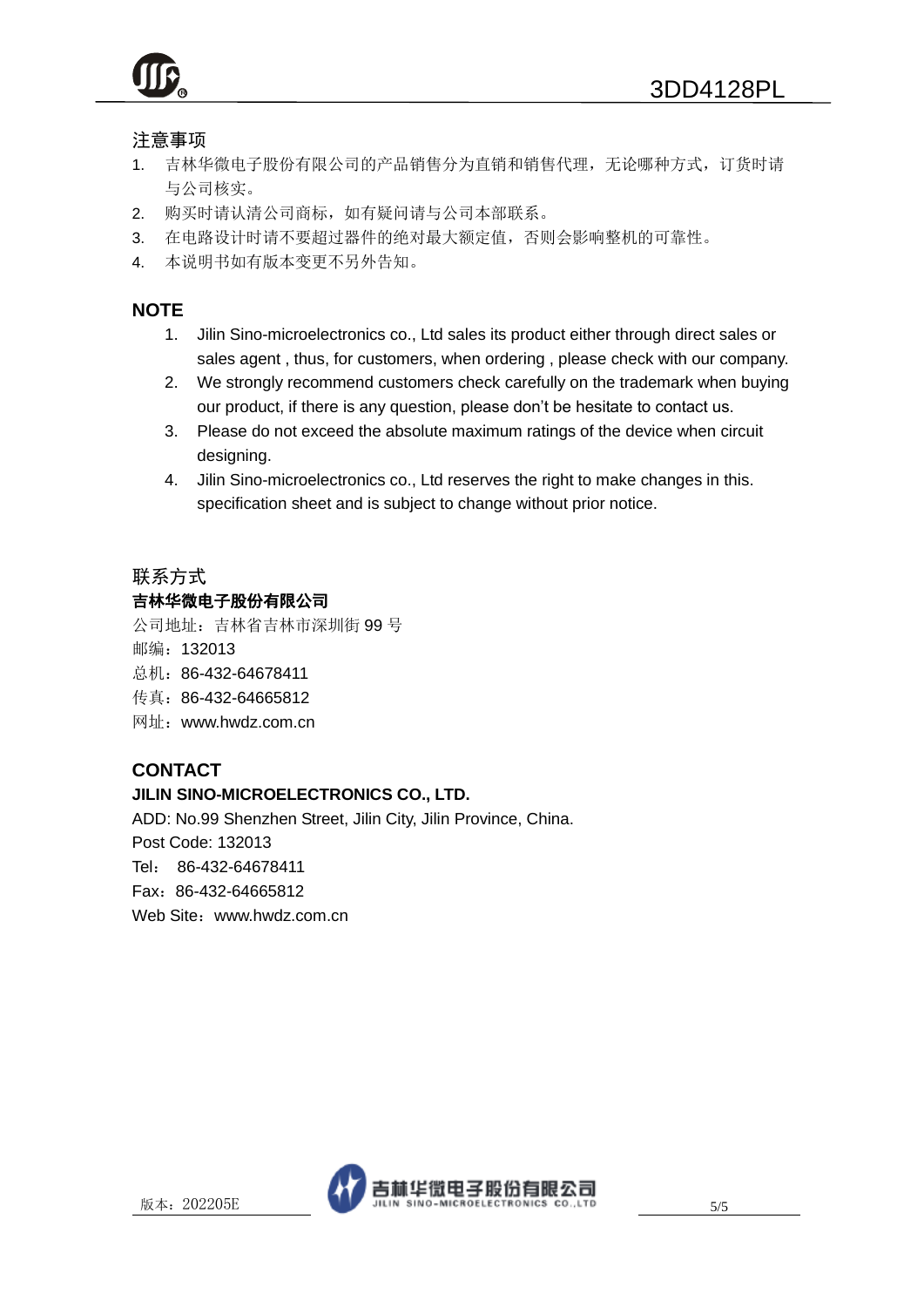## 注意事项

1. 吉林华微电子股份有限公司的产品销售分为直销和销售代理，无论哪种方式，订货时请与公司核实。
2. 购买时请认清公司商标，如有疑问请与公司本部联系。
3. 在电路设计时请不要超过器件的绝对最大额定值，否则会影响整机的可靠性。
4. 本说明书如有版本变更不另外告知。

## NOTE

1. Jilin Sino-microelectronics co., Ltd sales its product either through direct sales or sales agent , thus, for customers, when ordering , please check with our company.
2. We strongly recommend customers check carefully on the trademark when buying our product, if there is any question, please don't be hesitate to contact us.
3. Please do not exceed the absolute maximum ratings of the device when circuit designing.
4. Jilin Sino-microelectronics co., Ltd reserves the right to make changes in this. specification sheet and is subject to change without prior notice.

## 联系方式

**吉林华微电子股份有限公司**

公司地址：吉林省吉林市深圳街 99 号

邮编：132013

总机：86-432-64678411

传真：86-432-64665812

网址：www.hwdz.com.cn

## CONTACT

**JILIN SINO-MICROELECTRONICS CO., LTD.**

ADD: No.99 Shenzhen Street, Jilin City, Jilin Province, China.

Post Code: 132013

Tel： 86-432-64678411

Fax：86-432-64665812

Web Site：www.hwdz.com.cn

版本：202205E